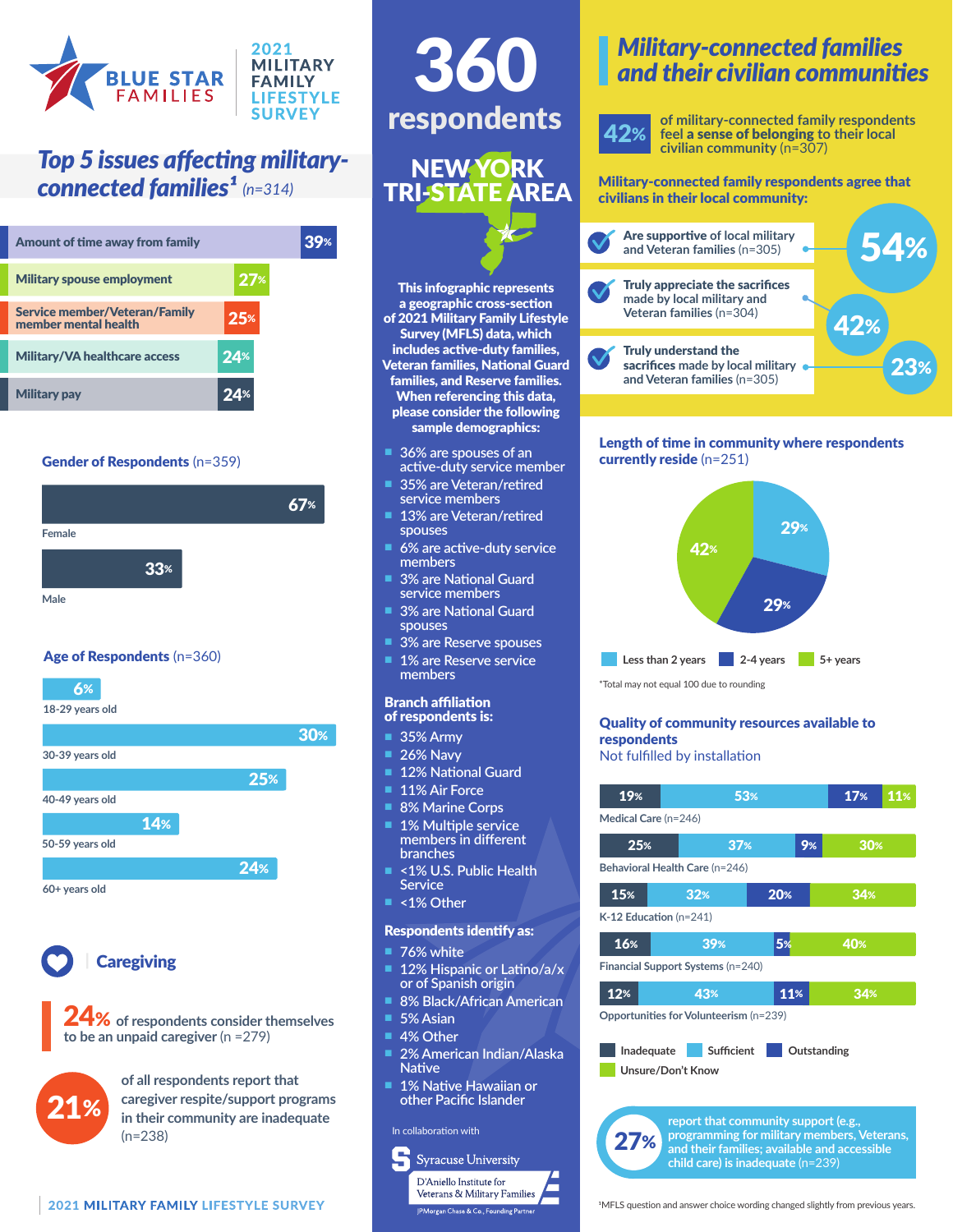# BLUE STAR FAMILIES

2021 MILITARY FAMILY LIFESTYLE SURVEY

## Top 5 issues affecting military-connected families[1] (n=314)

| Issue | % |
|---|---|
| Amount of time away from family | 39% |
| Military spouse employment | 27% |
| Service member/Veteran/Family member mental health | 25% |
| Military/VA healthcare access | 24% |
| Military pay | 24% |

### Gender of Respondents (n=359)

| Gender | % |
|---|---|
| Female | 67% |
| Male | 33% |

### Age of Respondents (n=360)

| Age | % |
|---|---|
| 18-29 years old | 6% |
| 30-39 years old | 30% |
| 40-49 years old | 25% |
| 50-59 years old | 14% |
| 60+ years old | 24% |

### Caregiving

**24%** of respondents consider themselves to be an unpaid caregiver (n =279)

**21%** of all respondents report that caregiver respite/support programs in their community are inadequate (n=238)

# 360 respondents

## NEW YORK TRI-STATE AREA

**This infographic represents a geographic cross-section of 2021 Military Family Lifestyle Survey (MFLS) data, which includes active-duty families, Veteran families, National Guard families, and Reserve families. When referencing this data, please consider the following sample demographics:**

- 36% are spouses of an active-duty service member
- 35% are Veteran/retired service members
- 13% are Veteran/retired spouses
- 6% are active-duty service members
- 3% are National Guard service members
- 3% are National Guard spouses
- 3% are Reserve spouses
- 1% are Reserve service members

### Branch affiliation of respondents is:

- 35% Army
- 26% Navy
- 12% National Guard
- 11% Air Force
- 8% Marine Corps
- 1% Multiple service members in different branches
- <1% U.S. Public Health Service
- <1% Other

### Respondents identify as:

- 76% white
- 12% Hispanic or Latino/a/x or of Spanish origin
- 8% Black/African American
- 5% Asian
- 4% Other
- 2% American Indian/Alaska Native
- 1% Native Hawaiian or other Pacific Islander

In collaboration with Syracuse University D'Aniello Institute for Veterans & Military Families, JPMorgan Chase & Co., Founding Partner

## Military-connected families and their civilian communities

**42%** of military-connected family respondents feel **a sense of belonging** to their local civilian community (n=307)

**Military-connected family respondents agree that civilians in their local community:**

| Statement | % |
|---|---|
| **Are supportive** of local military and Veteran families (n=305) | 54% |
| **Truly appreciate the sacrifices** made by local military and Veteran families (n=304) | 42% |
| **Truly understand the sacrifices** made by local military and Veteran families (n=305) | 23% |

### Length of time in community where respondents currently reside (n=251)

| Length of time | % |
|---|---|
| Less than 2 years | 29% |
| 2-4 years | 29% |
| 5+ years | 42% |

*Total may not equal 100 due to rounding

### Quality of community resources available to respondents
Not fulfilled by installation

| Resource | Inadequate | Sufficient | Outstanding | Unsure/Don't Know |
|---|---|---|---|---|
| Medical Care (n=246) | 19% | 53% | 17% | 11% |
| Behavioral Health Care (n=246) | 25% | 37% | 9% | 30% |
| K-12 Education (n=241) | 15% | 32% | 20% | 34% |
| Financial Support Systems (n=240) | 16% | 39% | 5% | 40% |
| Opportunities for Volunteerism (n=239) | 12% | 43% | 11% | 34% |

**27%** report that community support (e.g., programming for military members, Veterans, and their families; available and accessible child care) is inadequate (n=239)

[1]MFLS question and answer choice wording changed slightly from previous years.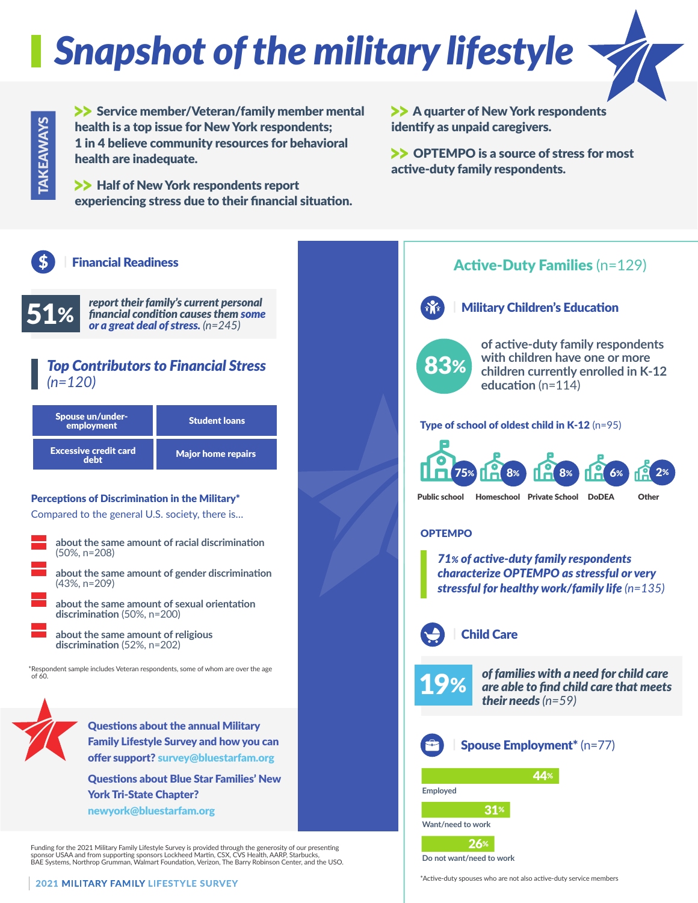# Snapshot of the military lifestyle

## TAKEAWAYS

- >> Service member/Veteran/family member mental health is a top issue for New York respondents; 1 in 4 believe community resources for behavioral health are inadequate.
- >> Half of New York respondents report experiencing stress due to their financial situation.
- >> A quarter of New York respondents identify as unpaid caregivers.
- >> OPTEMPO is a source of stress for most active-duty family respondents.

## Financial Readiness

**51%** *report their family's current personal financial condition causes them* ***some or a great deal of stress.*** *(n=245)*

### *Top Contributors to Financial Stress (n=120)*

| | |
|---|---|
| Spouse un/under-employment | Student loans |
| Excessive credit card debt | Major home repairs |

### Perceptions of Discrimination in the Military*

Compared to the general U.S. society, there is...

- about the same amount of racial discrimination (50%, n=208)
- about the same amount of gender discrimination (43%, n=209)
- about the same amount of sexual orientation discrimination (50%, n=200)
- about the same amount of religious discrimination (52%, n=202)

*Respondent sample includes Veteran respondents, some of whom are over the age of 60.

**Questions about the annual Military Family Lifestyle Survey and how you can offer support?** survey@bluestarfam.org

**Questions about Blue Star Families' New York Tri-State Chapter?**

newyork@bluestarfam.org

## Active-Duty Families (n=129)

### Military Children's Education

**83%** of active-duty family respondents with children have one or more children currently enrolled in K-12 education (n=114)

**Type of school of oldest child in K-12** (n=95)

75% Public school
8% Homeschool
8% Private School
6% DoDEA
2% Other

### OPTEMPO

***71% of active-duty family respondents characterize OPTEMPO as stressful or very stressful for healthy work/family life*** *(n=135)*

### Child Care

**19%** ***of families with a need for child care are able to find child care that meets their needs*** *(n=59)*

### Spouse Employment* (n=77)

44% Employed
31% Want/need to work
26% Do not want/need to work

*Active-duty spouses who are not also active-duty service members

Funding for the 2021 Military Family Lifestyle Survey is provided through the generosity of our presenting sponsor USAA and from supporting sponsors Lockheed Martin, CSX, CVS Health, AARP, Starbucks, BAE Systems, Northrop Grumman, Walmart Foundation, Verizon, The Barry Robinson Center, and the USO.